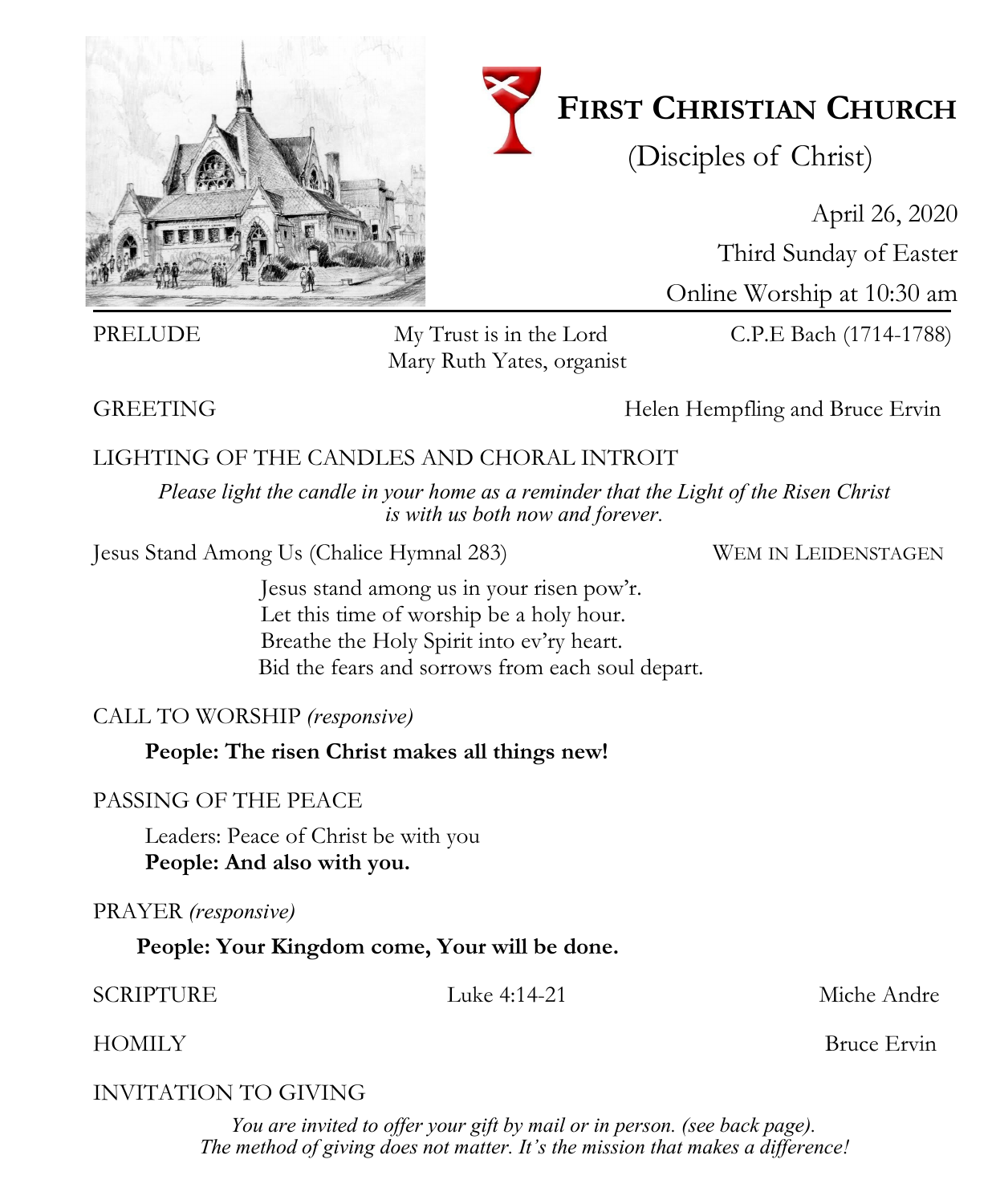# FIRST CHRISTIAN CHURCH

(Disciples of Christ)

April 26, 2020

Third Sunday of Easter

Online Worship at 10:30 am

---

PRELUDE — My Trust is in the Lord — C.P.E Bach (1714-1788)
Mary Ruth Yates, organist

GREETING — Helen Hempfling and Bruce Ervin

LIGHTING OF THE CANDLES AND CHORAL INTROIT

*Please light the candle in your home as a reminder that the Light of the Risen Christ is with us both now and forever.*

Jesus Stand Among Us (Chalice Hymnal 283) — WEM IN LEIDENSTAGEN

Jesus stand among us in your risen pow'r.
Let this time of worship be a holy hour.
Breathe the Holy Spirit into ev'ry heart.
Bid the fears and sorrows from each soul depart.

CALL TO WORSHIP *(responsive)*

**People: The risen Christ makes all things new!**

PASSING OF THE PEACE

Leaders: Peace of Christ be with you
**People: And also with you.**

PRAYER *(responsive)*

**People: Your Kingdom come, Your will be done.**

SCRIPTURE — Luke 4:14-21 — Miche Andre

HOMILY — Bruce Ervin

INVITATION TO GIVING

*You are invited to offer your gift by mail or in person. (see back page).*
*The method of giving does not matter. It's the mission that makes a difference!*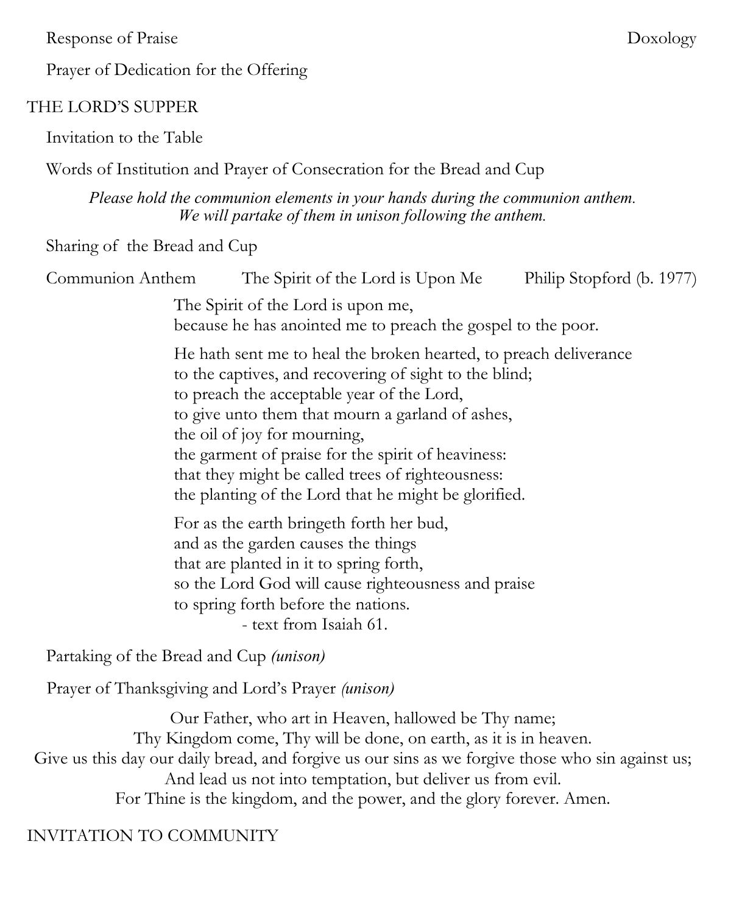Response of Praise — Doxology

Prayer of Dedication for the Offering

## THE LORD'S SUPPER

Invitation to the Table

Words of Institution and Prayer of Consecration for the Bread and Cup

*Please hold the communion elements in your hands during the communion anthem.*
*We will partake of them in unison following the anthem.*

Sharing of the Bread and Cup

Communion Anthem — The Spirit of the Lord is Upon Me — Philip Stopford (b. 1977)

> The Spirit of the Lord is upon me,
> because he has anointed me to preach the gospel to the poor.
>
> He hath sent me to heal the broken hearted, to preach deliverance
> to the captives, and recovering of sight to the blind;
> to preach the acceptable year of the Lord,
> to give unto them that mourn a garland of ashes,
> the oil of joy for mourning,
> the garment of praise for the spirit of heaviness:
> that they might be called trees of righteousness:
> the planting of the Lord that he might be glorified.
>
> For as the earth bringeth forth her bud,
> and as the garden causes the things
> that are planted in it to spring forth,
> so the Lord God will cause righteousness and praise
> to spring forth before the nations.
> - text from Isaiah 61.

Partaking of the Bread and Cup *(unison)*

Prayer of Thanksgiving and Lord's Prayer *(unison)*

Our Father, who art in Heaven, hallowed be Thy name;
Thy Kingdom come, Thy will be done, on earth, as it is in heaven.
Give us this day our daily bread, and forgive us our sins as we forgive those who sin against us;
And lead us not into temptation, but deliver us from evil.
For Thine is the kingdom, and the power, and the glory forever. Amen.

## INVITATION TO COMMUNITY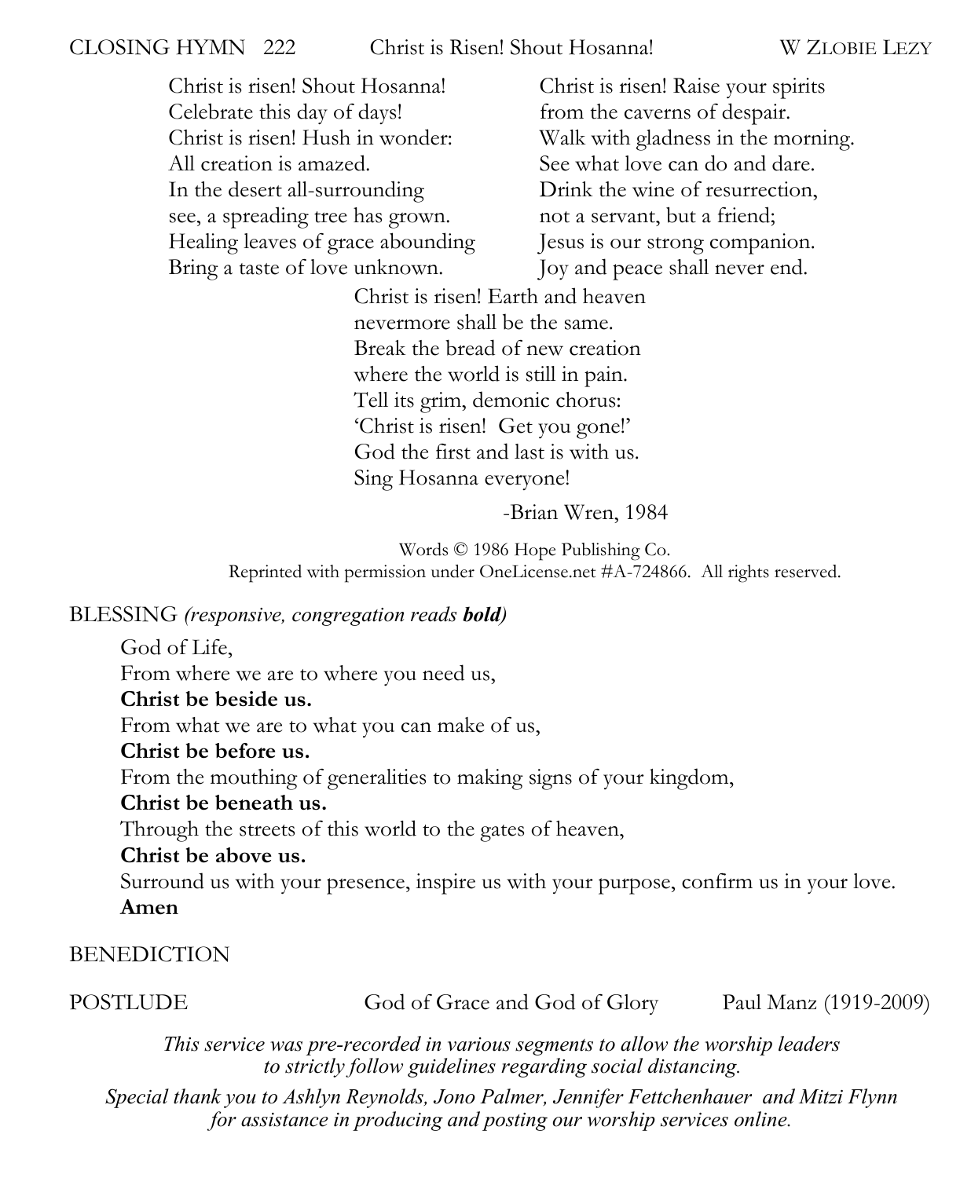CLOSING HYMN 222 Christ is Risen! Shout Hosanna! W ZLOBIE LEZY

Christ is risen! Shout Hosanna!
Celebrate this day of days!
Christ is risen! Hush in wonder:
All creation is amazed.
In the desert all-surrounding
see, a spreading tree has grown.
Healing leaves of grace abounding
Bring a taste of love unknown.

Christ is risen! Raise your spirits
from the caverns of despair.
Walk with gladness in the morning.
See what love can do and dare.
Drink the wine of resurrection,
not a servant, but a friend;
Jesus is our strong companion.
Joy and peace shall never end.

Christ is risen! Earth and heaven
nevermore shall be the same.
Break the bread of new creation
where the world is still in pain.
Tell its grim, demonic chorus:
'Christ is risen! Get you gone!'
God the first and last is with us.
Sing Hosanna everyone!

-Brian Wren, 1984

Words © 1986 Hope Publishing Co.
Reprinted with permission under OneLicense.net #A-724866. All rights reserved.

BLESSING *(responsive, congregation reads **bold**)*

God of Life,
From where we are to where you need us,
**Christ be beside us.**
From what we are to what you can make of us,
**Christ be before us.**
From the mouthing of generalities to making signs of your kingdom,
**Christ be beneath us.**
Through the streets of this world to the gates of heaven,
**Christ be above us.**
Surround us with your presence, inspire us with your purpose, confirm us in your love.
**Amen**

BENEDICTION

POSTLUDE God of Grace and God of Glory Paul Manz (1919-2009)

*This service was pre-recorded in various segments to allow the worship leaders to strictly follow guidelines regarding social distancing.*

*Special thank you to Ashlyn Reynolds, Jono Palmer, Jennifer Fettchenhauer and Mitzi Flynn for assistance in producing and posting our worship services online.*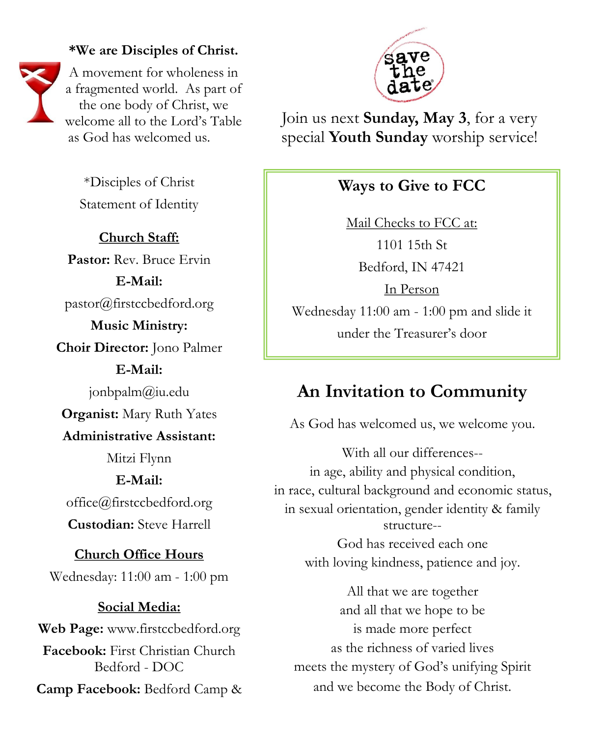**\*We are Disciples of Christ.**

A movement for wholeness in a fragmented world. As part of the one body of Christ, we welcome all to the Lord's Table as God has welcomed us.

\*Disciples of Christ
Statement of Identity

**Church Staff:**

**Pastor:** Rev. Bruce Ervin

**E-Mail:**
pastor@firstccbedford.org

**Music Ministry:**

**Choir Director:** Jono Palmer

**E-Mail:**
jonbpalm@iu.edu

**Organist:** Mary Ruth Yates

**Administrative Assistant:**
Mitzi Flynn

**E-Mail:**
office@firstccbedford.org

**Custodian:** Steve Harrell

**Church Office Hours**

Wednesday: 11:00 am - 1:00 pm

**Social Media:**

**Web Page:** www.firstccbedford.org

**Facebook:** First Christian Church Bedford - DOC

**Camp Facebook:** Bedford Camp &

save the date

Join us next **Sunday, May 3**, for a very special **Youth Sunday** worship service!

**Ways to Give to FCC**

Mail Checks to FCC at:
1101 15th St
Bedford, IN 47421

In Person
Wednesday 11:00 am - 1:00 pm and slide it under the Treasurer's door

## An Invitation to Community

As God has welcomed us, we welcome you.

With all our differences--
in age, ability and physical condition,
in race, cultural background and economic status,
in sexual orientation, gender identity & family structure--
God has received each one
with loving kindness, patience and joy.

All that we are together
and all that we hope to be
is made more perfect
as the richness of varied lives
meets the mystery of God's unifying Spirit
and we become the Body of Christ.